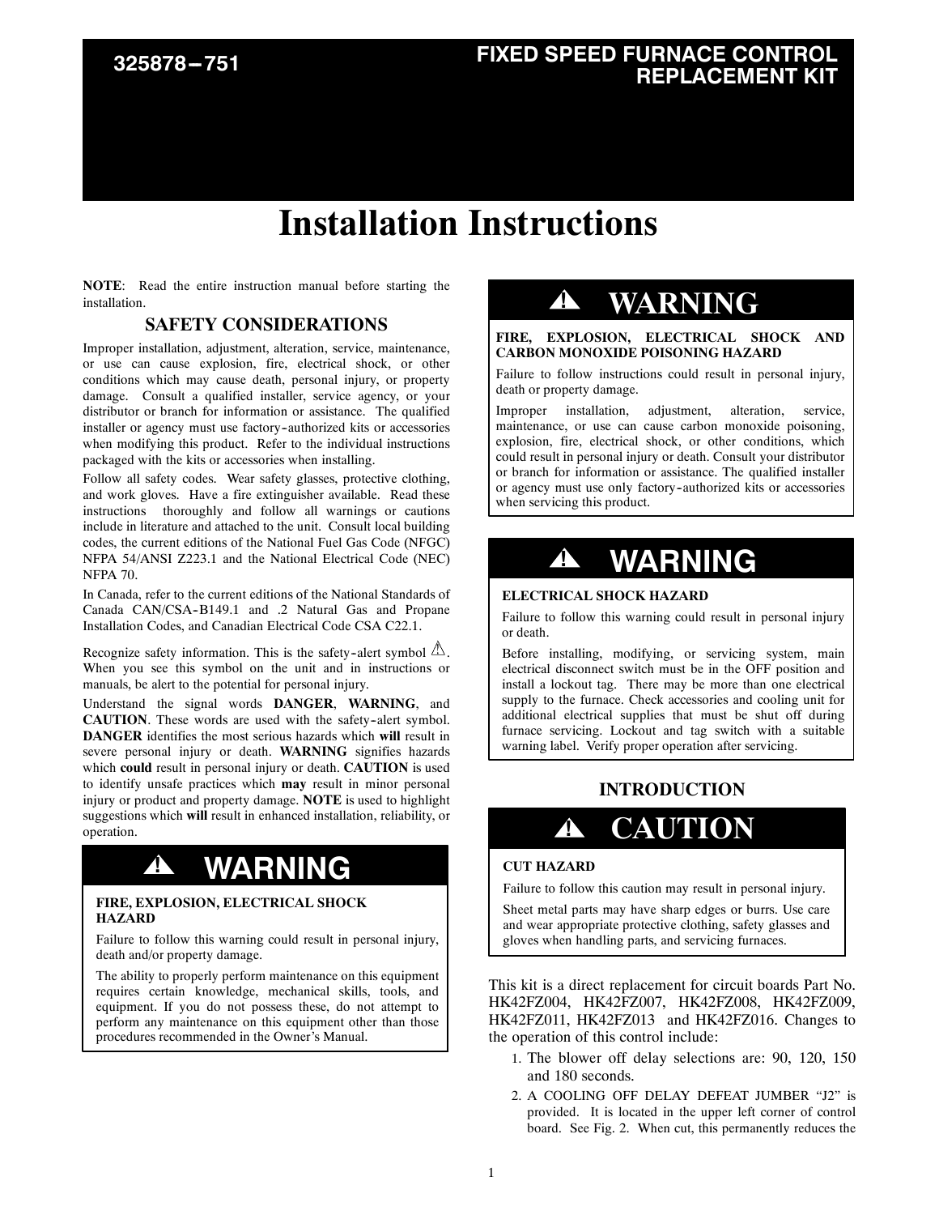# 325878-751

# FIXED SPEED FURNACE CONTROL REPLACEMENT KIT

# Installation Instructions

**NOTE**: Read the entire instruction manual before starting the installation.

## SAFETY CONSIDERATIONS

Improper installation, adjustment, alteration, service, maintenance, or use can cause explosion, fire, electrical shock, or other conditions which may cause death, personal injury, or property damage. Consult a qualified installer, service agency, or your distributor or branch for information or assistance. The qualified installer or agency must use factory-authorized kits or accessories when modifying this product. Refer to the individual instructions packaged with the kits or accessories when installing.

Follow all safety codes. Wear safety glasses, protective clothing, and work gloves. Have a fire extinguisher available. Read these instructions thoroughly and follow all warnings or cautions include in literature and attached to the unit. Consult local building codes, the current editions of the National Fuel Gas Code (NFGC) NFPA 54/ANSI Z223.1 and the National Electrical Code (NEC) NFPA 70.

In Canada, refer to the current editions of the National Standards of Canada CAN/CSA-B149.1 and .2 Natural Gas and Propane Installation Codes, and Canadian Electrical Code CSA C22.1.

Recognize safety information. This is the safety-alert symbol ⚠. When you see this symbol on the unit and in instructions or manuals, be alert to the potential for personal injury.

Understand the signal words **DANGER**, **WARNING**, and **CAUTION**. These words are used with the safety-alert symbol. **DANGER** identifies the most serious hazards which **will** result in severe personal injury or death. **WARNING** signifies hazards which **could** result in personal injury or death. **CAUTION** is used to identify unsafe practices which **may** result in minor personal injury or product and property damage. **NOTE** is used to highlight suggestions which **will** result in enhanced installation, reliability, or operation.

> **⚠ WARNING**
>
> **FIRE, EXPLOSION, ELECTRICAL SHOCK HAZARD**
>
> Failure to follow this warning could result in personal injury, death and/or property damage.
>
> The ability to properly perform maintenance on this equipment requires certain knowledge, mechanical skills, tools, and equipment. If you do not possess these, do not attempt to perform any maintenance on this equipment other than those procedures recommended in the Owner's Manual.

> **⚠ WARNING**
>
> **FIRE, EXPLOSION, ELECTRICAL SHOCK AND CARBON MONOXIDE POISONING HAZARD**
>
> Failure to follow instructions could result in personal injury, death or property damage.
>
> Improper installation, adjustment, alteration, service, maintenance, or use can cause carbon monoxide poisoning, explosion, fire, electrical shock, or other conditions, which could result in personal injury or death. Consult your distributor or branch for information or assistance. The qualified installer or agency must use only factory-authorized kits or accessories when servicing this product.

> **⚠ WARNING**
>
> **ELECTRICAL SHOCK HAZARD**
>
> Failure to follow this warning could result in personal injury or death.
>
> Before installing, modifying, or servicing system, main electrical disconnect switch must be in the OFF position and install a lockout tag. There may be more than one electrical supply to the furnace. Check accessories and cooling unit for additional electrical supplies that must be shut off during furnace servicing. Lockout and tag switch with a suitable warning label. Verify proper operation after servicing.

## INTRODUCTION

> **⚠ CAUTION**
>
> **CUT HAZARD**
>
> Failure to follow this caution may result in personal injury.
>
> Sheet metal parts may have sharp edges or burrs. Use care and wear appropriate protective clothing, safety glasses and gloves when handling parts, and servicing furnaces.

This kit is a direct replacement for circuit boards Part No. HK42FZ004, HK42FZ007, HK42FZ008, HK42FZ009, HK42FZ011, HK42FZ013 and HK42FZ016. Changes to the operation of this control include:

1. The blower off delay selections are: 90, 120, 150 and 180 seconds.
2. A COOLING OFF DELAY DEFEAT JUMBER "J2" is provided. It is located in the upper left corner of control board. See Fig. 2. When cut, this permanently reduces the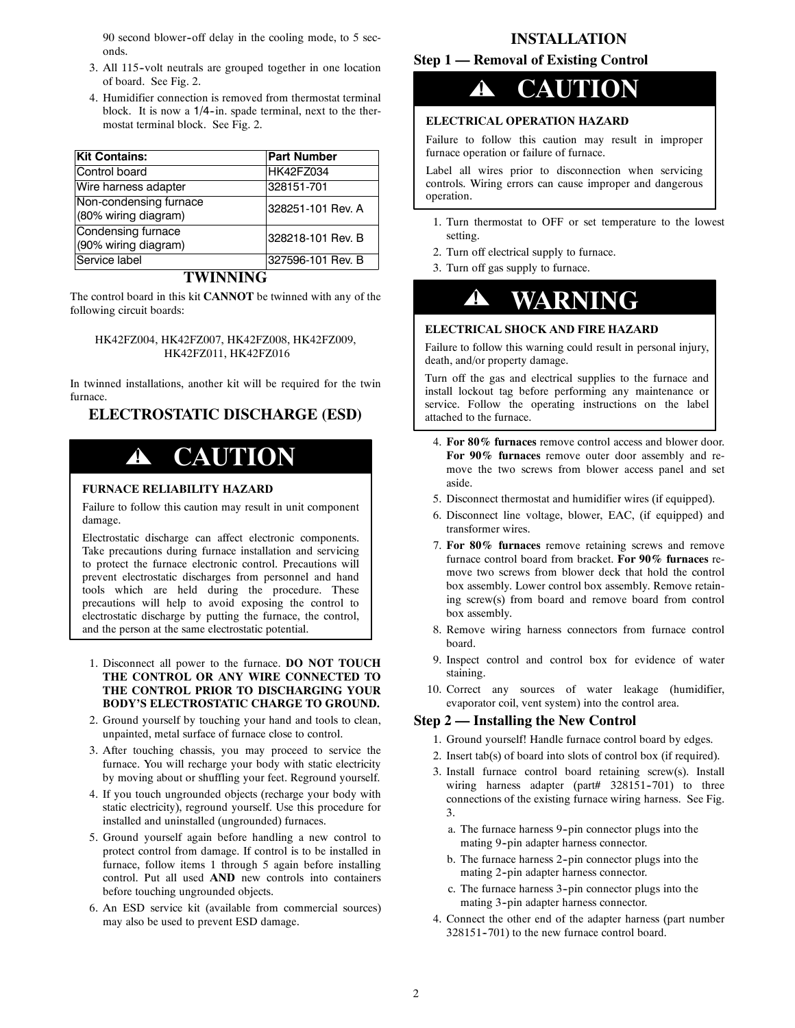90 second blower-off delay in the cooling mode, to 5 seconds.

3. All 115-volt neutrals are grouped together in one location of board. See Fig. 2.
4. Humidifier connection is removed from thermostat terminal block. It is now a 1/4-in. spade terminal, next to the thermostat terminal block. See Fig. 2.

| Kit Contains: | Part Number |
|---|---|
| Control board | HK42FZ034 |
| Wire harness adapter | 328151-701 |
| Non-condensing furnace (80% wiring diagram) | 328251-101 Rev. A |
| Condensing furnace (90% wiring diagram) | 328218-101 Rev. B |
| Service label | 327596-101 Rev. B |

## TWINNING

The control board in this kit **CANNOT** be twinned with any of the following circuit boards:

HK42FZ004, HK42FZ007, HK42FZ008, HK42FZ009, HK42FZ011, HK42FZ016

In twinned installations, another kit will be required for the twin furnace.

## ELECTROSTATIC DISCHARGE (ESD)

> **⚠ CAUTION**
>
> **FURNACE RELIABILITY HAZARD**
>
> Failure to follow this caution may result in unit component damage.
>
> Electrostatic discharge can affect electronic components. Take precautions during furnace installation and servicing to protect the furnace electronic control. Precautions will prevent electrostatic discharges from personnel and hand tools which are held during the procedure. These precautions will help to avoid exposing the control to electrostatic discharge by putting the furnace, the control, and the person at the same electrostatic potential.

1. Disconnect all power to the furnace. **DO NOT TOUCH THE CONTROL OR ANY WIRE CONNECTED TO THE CONTROL PRIOR TO DISCHARGING YOUR BODY'S ELECTROSTATIC CHARGE TO GROUND.**
2. Ground yourself by touching your hand and tools to clean, unpainted, metal surface of furnace close to control.
3. After touching chassis, you may proceed to service the furnace. You will recharge your body with static electricity by moving about or shuffling your feet. Reground yourself.
4. If you touch ungrounded objects (recharge your body with static electricity), reground yourself. Use this procedure for installed and uninstalled (ungrounded) furnaces.
5. Ground yourself again before handling a new control to protect control from damage. If control is to be installed in furnace, follow items 1 through 5 again before installing control. Put all used **AND** new controls into containers before touching ungrounded objects.
6. An ESD service kit (available from commercial sources) may also be used to prevent ESD damage.

## INSTALLATION

### Step 1 — Removal of Existing Control

> **⚠ CAUTION**
>
> **ELECTRICAL OPERATION HAZARD**
>
> Failure to follow this caution may result in improper furnace operation or failure of furnace.
>
> Label all wires prior to disconnection when servicing controls. Wiring errors can cause improper and dangerous operation.

1. Turn thermostat to OFF or set temperature to the lowest setting.
2. Turn off electrical supply to furnace.
3. Turn off gas supply to furnace.

> **⚠ WARNING**
>
> **ELECTRICAL SHOCK AND FIRE HAZARD**
>
> Failure to follow this warning could result in personal injury, death, and/or property damage.
>
> Turn off the gas and electrical supplies to the furnace and install lockout tag before performing any maintenance or service. Follow the operating instructions on the label attached to the furnace.

4. **For 80% furnaces** remove control access and blower door. **For 90% furnaces** remove outer door assembly and remove the two screws from blower access panel and set aside.
5. Disconnect thermostat and humidifier wires (if equipped).
6. Disconnect line voltage, blower, EAC, (if equipped) and transformer wires.
7. **For 80% furnaces** remove retaining screws and remove furnace control board from bracket. **For 90% furnaces** remove two screws from blower deck that hold the control box assembly. Lower control box assembly. Remove retaining screw(s) from board and remove board from control box assembly.
8. Remove wiring harness connectors from furnace control board.
9. Inspect control and control box for evidence of water staining.
10. Correct any sources of water leakage (humidifier, evaporator coil, vent system) into the control area.

### Step 2 — Installing the New Control

1. Ground yourself! Handle furnace control board by edges.
2. Insert tab(s) of board into slots of control box (if required).
3. Install furnace control board retaining screw(s). Install wiring harness adapter (part# 328151-701) to three connections of the existing furnace wiring harness. See Fig. 3.
   a. The furnace harness 9-pin connector plugs into the mating 9-pin adapter harness connector.
   b. The furnace harness 2-pin connector plugs into the mating 2-pin adapter harness connector.
   c. The furnace harness 3-pin connector plugs into the mating 3-pin adapter harness connector.
4. Connect the other end of the adapter harness (part number 328151-701) to the new furnace control board.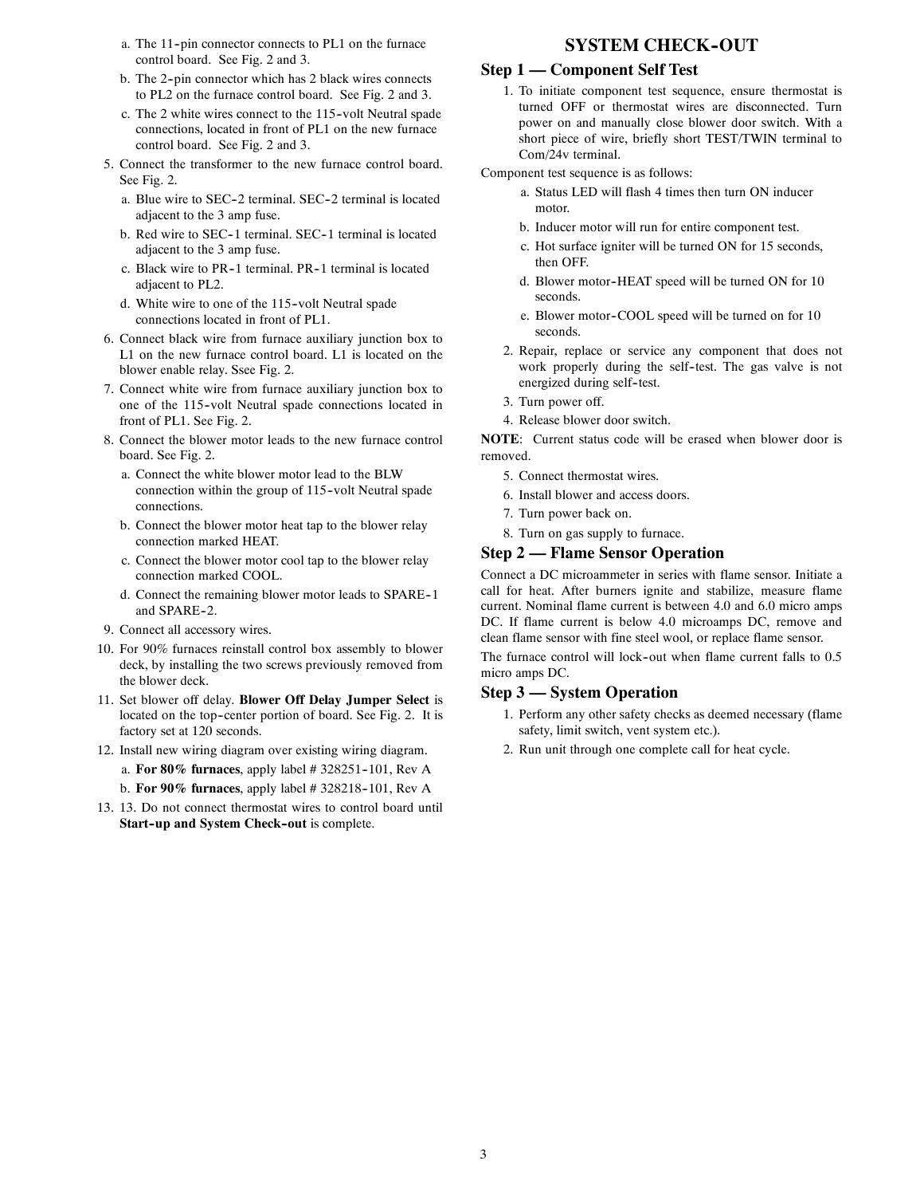a. The 11-pin connector connects to PL1 on the furnace control board. See Fig. 2 and 3.

b. The 2-pin connector which has 2 black wires connects to PL2 on the furnace control board. See Fig. 2 and 3.

c. The 2 white wires connect to the 115-volt Neutral spade connections, located in front of PL1 on the new furnace control board. See Fig. 2 and 3.

5. Connect the transformer to the new furnace control board. See Fig. 2.

   a. Blue wire to SEC-2 terminal. SEC-2 terminal is located adjacent to the 3 amp fuse.

   b. Red wire to SEC-1 terminal. SEC-1 terminal is located adjacent to the 3 amp fuse.

   c. Black wire to PR-1 terminal. PR-1 terminal is located adjacent to PL2.

   d. White wire to one of the 115-volt Neutral spade connections located in front of PL1.

6. Connect black wire from furnace auxiliary junction box to L1 on the new furnace control board. L1 is located on the blower enable relay. Ssee Fig. 2.

7. Connect white wire from furnace auxiliary junction box to one of the 115-volt Neutral spade connections located in front of PL1. See Fig. 2.

8. Connect the blower motor leads to the new furnace control board. See Fig. 2.

   a. Connect the white blower motor lead to the BLW connection within the group of 115-volt Neutral spade connections.

   b. Connect the blower motor heat tap to the blower relay connection marked HEAT.

   c. Connect the blower motor cool tap to the blower relay connection marked COOL.

   d. Connect the remaining blower motor leads to SPARE-1 and SPARE-2.

9. Connect all accessory wires.

10. For 90% furnaces reinstall control box assembly to blower deck, by installing the two screws previously removed from the blower deck.

11. Set blower off delay. **Blower Off Delay Jumper Select** is located on the top-center portion of board. See Fig. 2. It is factory set at 120 seconds.

12. Install new wiring diagram over existing wiring diagram.

    a. **For 80% furnaces**, apply label # 328251-101, Rev A

    b. **For 90% furnaces**, apply label # 328218-101, Rev A

13. 13. Do not connect thermostat wires to control board until **Start-up and System Check-out** is complete.

# SYSTEM CHECK-OUT

## Step 1 — Component Self Test

1. To initiate component test sequence, ensure thermostat is turned OFF or thermostat wires are disconnected. Turn power on and manually close blower door switch. With a short piece of wire, briefly short TEST/TWIN terminal to Com/24v terminal.

Component test sequence is as follows:

   a. Status LED will flash 4 times then turn ON inducer motor.

   b. Inducer motor will run for entire component test.

   c. Hot surface igniter will be turned ON for 15 seconds, then OFF.

   d. Blower motor-HEAT speed will be turned ON for 10 seconds.

   e. Blower motor-COOL speed will be turned on for 10 seconds.

2. Repair, replace or service any component that does not work properly during the self-test. The gas valve is not energized during self-test.

3. Turn power off.

4. Release blower door switch.

**NOTE**: Current status code will be erased when blower door is removed.

5. Connect thermostat wires.

6. Install blower and access doors.

7. Turn power back on.

8. Turn on gas supply to furnace.

## Step 2 — Flame Sensor Operation

Connect a DC microammeter in series with flame sensor. Initiate a call for heat. After burners ignite and stabilize, measure flame current. Nominal flame current is between 4.0 and 6.0 micro amps DC. If flame current is below 4.0 microamps DC, remove and clean flame sensor with fine steel wool, or replace flame sensor.

The furnace control will lock-out when flame current falls to 0.5 micro amps DC.

## Step 3 — System Operation

1. Perform any other safety checks as deemed necessary (flame safety, limit switch, vent system etc.).

2. Run unit through one complete call for heat cycle.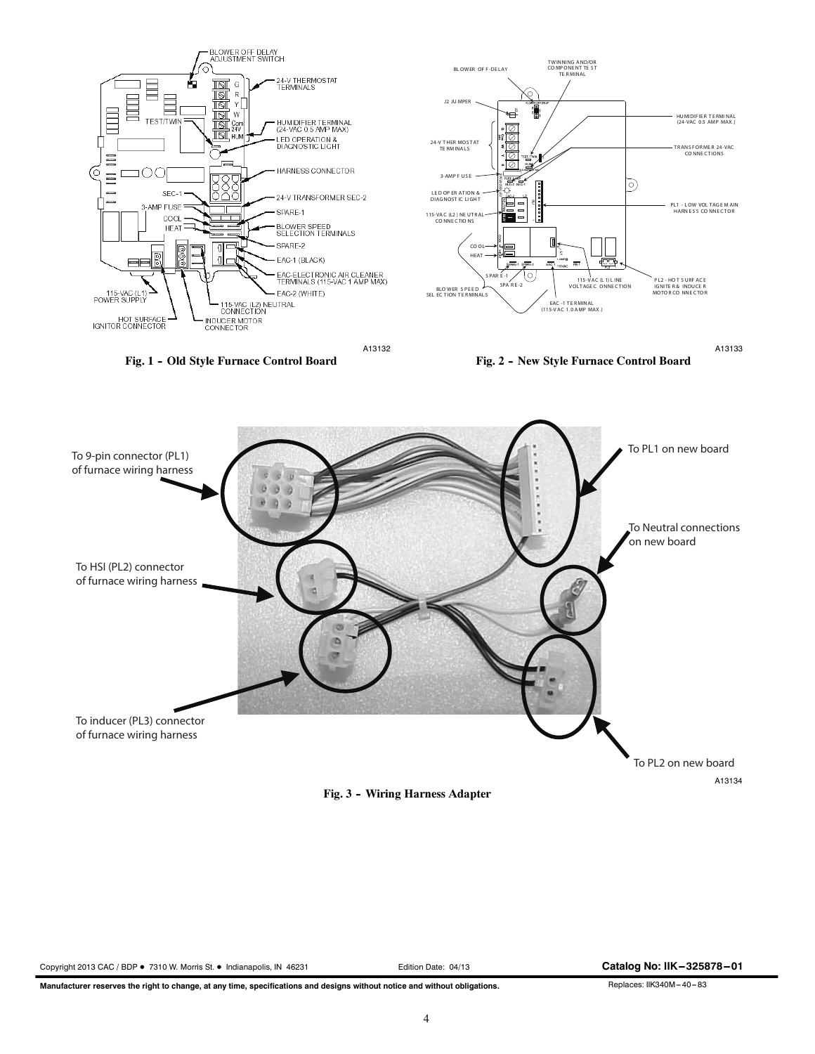BLOWER OFF DELAY ADJUSTMENT SWITCH

24-V THERMOSTAT TERMINALS

G

R

Y

W

Com 24V

HUM

TEST/TWIN

HUMIDIFIER TERMINAL (24-VAC 0.5 AMP MAX)

LED OPERATION & DIAGNOSTIC LIGHT

HARNESS CONNECTOR

SEC-1

24-V TRANSFORMER SEC-2

3-AMP FUSE

SPARE-1

COOL

HEAT

BLOWER SPEED SELECTION TERMINALS

SPARE-2

EAC-1 (BLACK)

EAC-ELECTRONIC AIR CLEANER TERMINALS (115-VAC 1 AMP MAX)

EAC-2 (WHITE)

115-VAC (L1) POWER SUPPLY

115-VAC (L2) NEUTRAL CONNECTION

HOT SURFACE IGNITOR CONNECTOR

INDUCER MOTOR CONNECTOR

A13132

**Fig. 1 - Old Style Furnace Control Board**

BLOWER OFF-DELAY

TWINNING AND/OR COMPONENT TEST TERMINAL

J2 JUMPER

HUMIDIFIER TERMINAL (24-VAC 0.5 AMP MAX.)

24-V THERMOSTAT TERMINALS

TRANSFORMER 24-VAC CONNECTIONS

3-AMP FUSE

LED OPERATION & DIAGNOSTIC LIGHT

PL1 - LOW VOLTAGE MAIN HARNESS CONNECTOR

115-VAC (L2) NEUTRAL CONNECTIONS

COOL

HEAT

SPARE-1

SPARE-2

BLOWER SPEED SELECTION TERMINALS

115-VAC (L1) LINE VOLTAGE CONNECTION

PL2 - HOT SURFACE IGNITER & INDUCER MOTOR CONNECTOR

EAC-1 TERMINAL (115-VAC 1.0 AMP MAX.)

A13133

**Fig. 2 - New Style Furnace Control Board**

To 9-pin connector (PL1) of furnace wiring harness

To PL1 on new board

To Neutral connections on new board

To HSI (PL2) connector of furnace wiring harness

To inducer (PL3) connector of furnace wiring harness

To PL2 on new board

A13134

**Fig. 3 - Wiring Harness Adapter**

Copyright 2013 CAC / BDP • 7310 W. Morris St. • Indianapolis, IN 46231 Edition Date: 04/13 **Catalog No: IIK-325878-01**

**Manufacturer reserves the right to change, at any time, specifications and designs without notice and without obligations.** Replaces: IIK340M-40-83